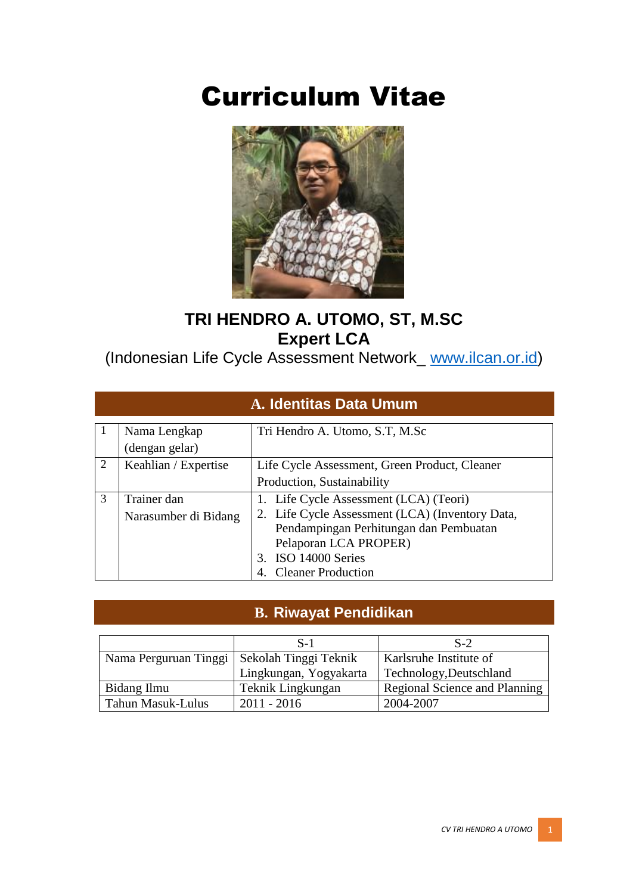# Curriculum Vitae

**TRI HENDRO A. UTOMO, ST, M.SC**
**Expert LCA**
(Indonesian Life Cycle Assessment Network_ www.ilcan.or.id)

## A. Identitas Data Umum

| | | |
|---|---|---|
| 1 | Nama Lengkap (dengan gelar) | Tri Hendro A. Utomo, S.T, M.Sc |
| 2 | Keahlian / Expertise | Life Cycle Assessment, Green Product, Cleaner Production, Sustainability |
| 3 | Trainer dan Narasumber di Bidang | 1. Life Cycle Assessment (LCA) (Teori)<br>2. Life Cycle Assessment (LCA) (Inventory Data, Pendampingan Perhitungan dan Pembuatan Pelaporan LCA PROPER)<br>3. ISO 14000 Series<br>4. Cleaner Production |

## B. Riwayat Pendidikan

| | S-1 | S-2 |
|---|---|---|
| Nama Perguruan Tinggi | Sekolah Tinggi Teknik Lingkungan, Yogyakarta | Karlsruhe Institute of Technology,Deutschland |
| Bidang Ilmu | Teknik Lingkungan | Regional Science and Planning |
| Tahun Masuk-Lulus | 2011 - 2016 | 2004-2007 |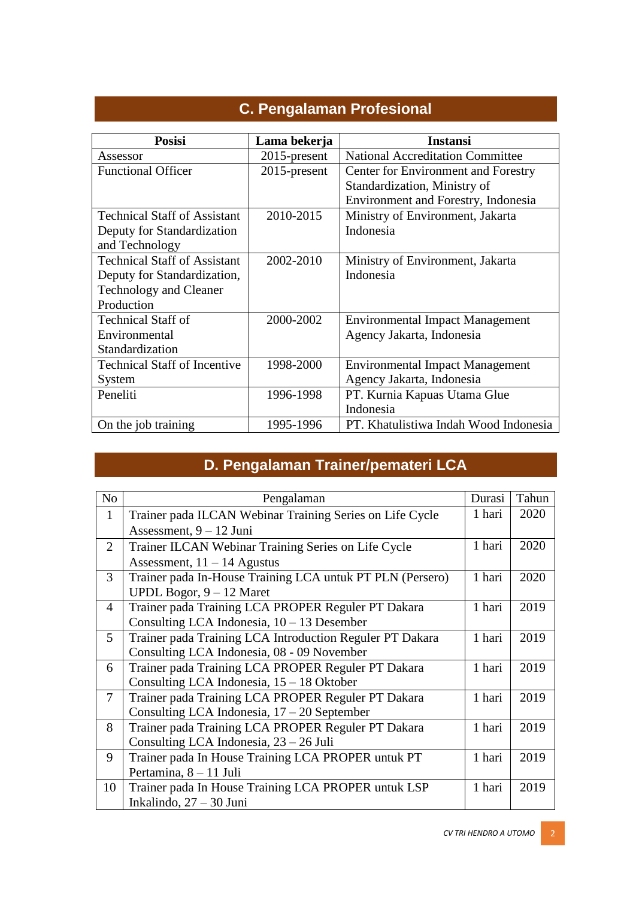## C. Pengalaman Profesional

| Posisi | Lama bekerja | Instansi |
|---|---|---|
| Assessor | 2015-present | National Accreditation Committee |
| Functional Officer | 2015-present | Center for Environment and Forestry Standardization, Ministry of Environment and Forestry, Indonesia |
| Technical Staff of Assistant Deputy for Standardization and Technology | 2010-2015 | Ministry of Environment, Jakarta Indonesia |
| Technical Staff of Assistant Deputy for Standardization, Technology and Cleaner Production | 2002-2010 | Ministry of Environment, Jakarta Indonesia |
| Technical Staff of Environmental Standardization | 2000-2002 | Environmental Impact Management Agency Jakarta, Indonesia |
| Technical Staff of Incentive System | 1998-2000 | Environmental Impact Management Agency Jakarta, Indonesia |
| Peneliti | 1996-1998 | PT. Kurnia Kapuas Utama Glue Indonesia |
| On the job training | 1995-1996 | PT. Khatulistiwa Indah Wood Indonesia |

## D. Pengalaman Trainer/pemateri LCA

| No | Pengalaman | Durasi | Tahun |
|---|---|---|---|
| 1 | Trainer pada ILCAN Webinar Training Series on Life Cycle Assessment, 9 – 12 Juni | 1 hari | 2020 |
| 2 | Trainer ILCAN Webinar Training Series on Life Cycle Assessment, 11 – 14 Agustus | 1 hari | 2020 |
| 3 | Trainer pada In-House Training LCA untuk PT PLN (Persero) UPDL Bogor, 9 – 12 Maret | 1 hari | 2020 |
| 4 | Trainer pada Training LCA PROPER Reguler PT Dakara Consulting LCA Indonesia, 10 – 13 Desember | 1 hari | 2019 |
| 5 | Trainer pada Training LCA Introduction Reguler PT Dakara Consulting LCA Indonesia, 08 - 09 November | 1 hari | 2019 |
| 6 | Trainer pada Training LCA PROPER Reguler PT Dakara Consulting LCA Indonesia, 15 – 18 Oktober | 1 hari | 2019 |
| 7 | Trainer pada Training LCA PROPER Reguler PT Dakara Consulting LCA Indonesia, 17 – 20 September | 1 hari | 2019 |
| 8 | Trainer pada Training LCA PROPER Reguler PT Dakara Consulting LCA Indonesia, 23 – 26 Juli | 1 hari | 2019 |
| 9 | Trainer pada In House Training LCA PROPER untuk PT Pertamina, 8 – 11 Juli | 1 hari | 2019 |
| 10 | Trainer pada In House Training LCA PROPER untuk LSP Inkalindo, 27 – 30 Juni | 1 hari | 2019 |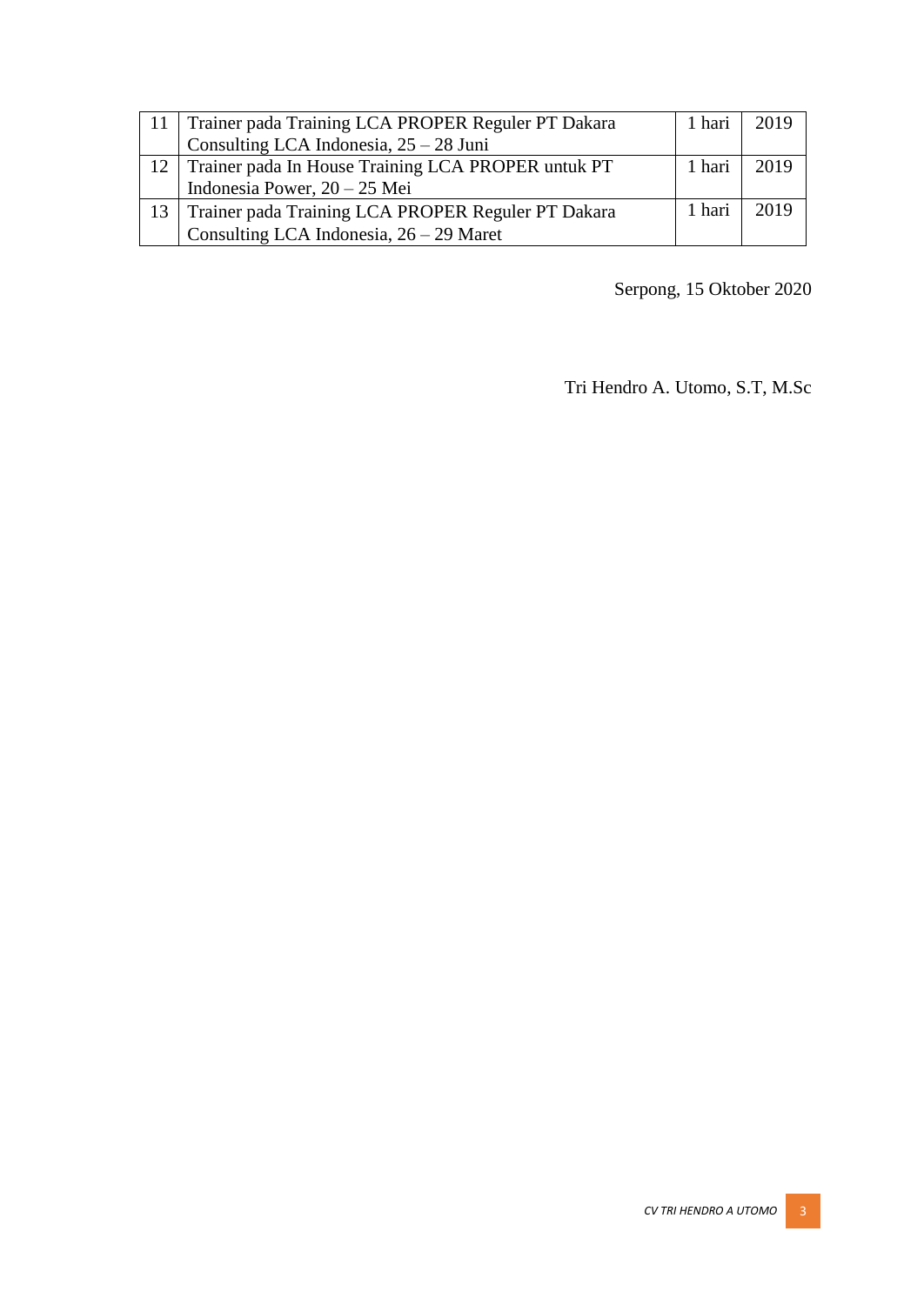| | | | |
|---|---|---|---|
| 11 | Trainer pada Training LCA PROPER Reguler PT Dakara Consulting LCA Indonesia, 25 – 28 Juni | 1 hari | 2019 |
| 12 | Trainer pada In House Training LCA PROPER untuk PT Indonesia Power, 20 – 25 Mei | 1 hari | 2019 |
| 13 | Trainer pada Training LCA PROPER Reguler PT Dakara Consulting LCA Indonesia, 26 – 29 Maret | 1 hari | 2019 |

Serpong, 15 Oktober 2020

Tri Hendro A. Utomo, S.T, M.Sc